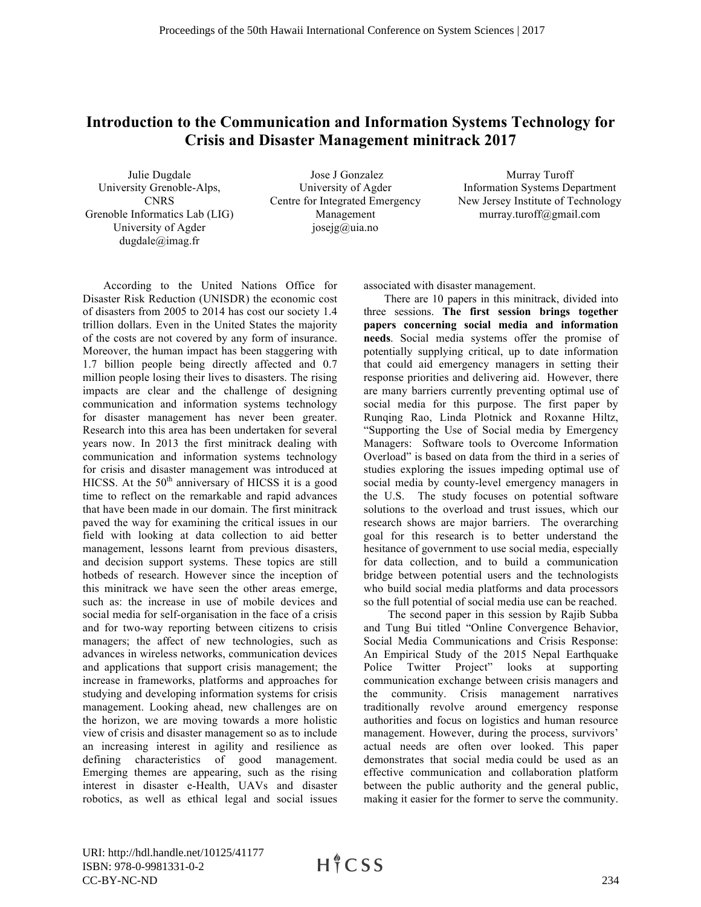# Introduction to the Communication and Information Systems Technology for Crisis and Disaster Management minitrack 2017

Julie Dugdale
University Grenoble-Alps, CNRS
Grenoble Informatics Lab (LIG)
University of Agder
dugdale@imag.fr

Jose J Gonzalez
University of Agder
Centre for Integrated Emergency Management
josejg@uia.no

Murray Turoff
Information Systems Department
New Jersey Institute of Technology
murray.turoff@gmail.com

According to the United Nations Office for Disaster Risk Reduction (UNISDR) the economic cost of disasters from 2005 to 2014 has cost our society 1.4 trillion dollars. Even in the United States the majority of the costs are not covered by any form of insurance. Moreover, the human impact has been staggering with 1.7 billion people being directly affected and 0.7 million people losing their lives to disasters. The rising impacts are clear and the challenge of designing communication and information systems technology for disaster management has never been greater. Research into this area has been undertaken for several years now. In 2013 the first minitrack dealing with communication and information systems technology for crisis and disaster management was introduced at HICSS. At the 50th anniversary of HICSS it is a good time to reflect on the remarkable and rapid advances that have been made in our domain. The first minitrack paved the way for examining the critical issues in our field with looking at data collection to aid better management, lessons learnt from previous disasters, and decision support systems. These topics are still hotbeds of research. However since the inception of this minitrack we have seen the other areas emerge, such as: the increase in use of mobile devices and social media for self-organisation in the face of a crisis and for two-way reporting between citizens to crisis managers; the affect of new technologies, such as advances in wireless networks, communication devices and applications that support crisis management; the increase in frameworks, platforms and approaches for studying and developing information systems for crisis management. Looking ahead, new challenges are on the horizon, we are moving towards a more holistic view of crisis and disaster management so as to include an increasing interest in agility and resilience as defining characteristics of good management. Emerging themes are appearing, such as the rising interest in disaster e-Health, UAVs and disaster robotics, as well as ethical legal and social issues associated with disaster management.

There are 10 papers in this minitrack, divided into three sessions. **The first session brings together papers concerning social media and information needs**. Social media systems offer the promise of potentially supplying critical, up to date information that could aid emergency managers in setting their response priorities and delivering aid. However, there are many barriers currently preventing optimal use of social media for this purpose. The first paper by Runqing Rao, Linda Plotnick and Roxanne Hiltz, "Supporting the Use of Social media by Emergency Managers: Software tools to Overcome Information Overload" is based on data from the third in a series of studies exploring the issues impeding optimal use of social media by county-level emergency managers in the U.S. The study focuses on potential software solutions to the overload and trust issues, which our research shows are major barriers. The overarching goal for this research is to better understand the hesitance of government to use social media, especially for data collection, and to build a communication bridge between potential users and the technologists who build social media platforms and data processors so the full potential of social media use can be reached.

The second paper in this session by Rajib Subba and Tung Bui titled "Online Convergence Behavior, Social Media Communications and Crisis Response: An Empirical Study of the 2015 Nepal Earthquake Police Twitter Project" looks at supporting communication exchange between crisis managers and the community. Crisis management narratives traditionally revolve around emergency response authorities and focus on logistics and human resource management. However, during the process, survivors' actual needs are often over looked. This paper demonstrates that social media could be used as an effective communication and collaboration platform between the public authority and the general public, making it easier for the former to serve the community.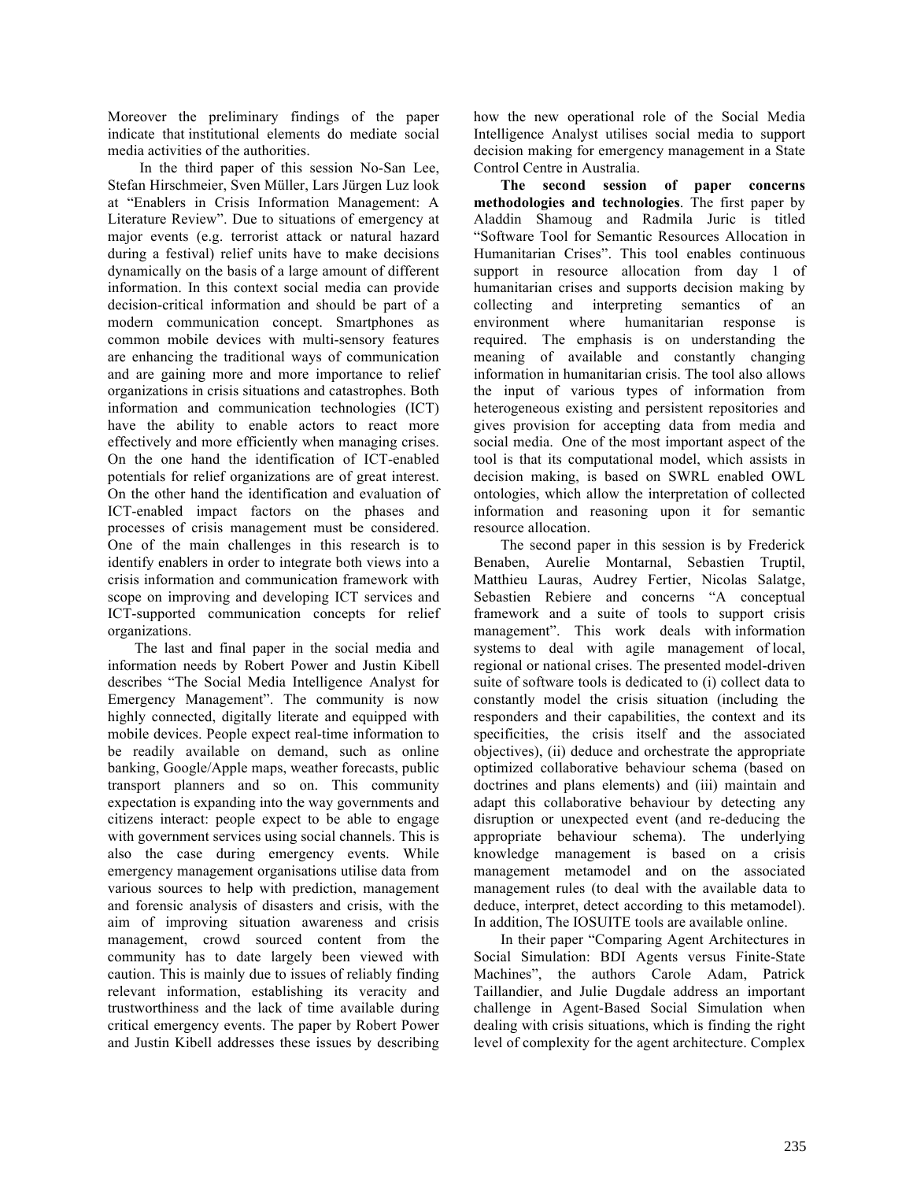Moreover the preliminary findings of the paper indicate that institutional elements do mediate social media activities of the authorities.

In the third paper of this session No-San Lee, Stefan Hirschmeier, Sven Müller, Lars Jürgen Luz look at "Enablers in Crisis Information Management: A Literature Review". Due to situations of emergency at major events (e.g. terrorist attack or natural hazard during a festival) relief units have to make decisions dynamically on the basis of a large amount of different information. In this context social media can provide decision-critical information and should be part of a modern communication concept. Smartphones as common mobile devices with multi-sensory features are enhancing the traditional ways of communication and are gaining more and more importance to relief organizations in crisis situations and catastrophes. Both information and communication technologies (ICT) have the ability to enable actors to react more effectively and more efficiently when managing crises. On the one hand the identification of ICT-enabled potentials for relief organizations are of great interest. On the other hand the identification and evaluation of ICT-enabled impact factors on the phases and processes of crisis management must be considered. One of the main challenges in this research is to identify enablers in order to integrate both views into a crisis information and communication framework with scope on improving and developing ICT services and ICT-supported communication concepts for relief organizations.

The last and final paper in the social media and information needs by Robert Power and Justin Kibell describes "The Social Media Intelligence Analyst for Emergency Management". The community is now highly connected, digitally literate and equipped with mobile devices. People expect real-time information to be readily available on demand, such as online banking, Google/Apple maps, weather forecasts, public transport planners and so on. This community expectation is expanding into the way governments and citizens interact: people expect to be able to engage with government services using social channels. This is also the case during emergency events. While emergency management organisations utilise data from various sources to help with prediction, management and forensic analysis of disasters and crisis, with the aim of improving situation awareness and crisis management, crowd sourced content from the community has to date largely been viewed with caution. This is mainly due to issues of reliably finding relevant information, establishing its veracity and trustworthiness and the lack of time available during critical emergency events. The paper by Robert Power and Justin Kibell addresses these issues by describing how the new operational role of the Social Media Intelligence Analyst utilises social media to support decision making for emergency management in a State Control Centre in Australia.

**The second session of paper concerns methodologies and technologies**. The first paper by Aladdin Shamoug and Radmila Juric is titled "Software Tool for Semantic Resources Allocation in Humanitarian Crises". This tool enables continuous support in resource allocation from day 1 of humanitarian crises and supports decision making by collecting and interpreting semantics of an environment where humanitarian response is required. The emphasis is on understanding the meaning of available and constantly changing information in humanitarian crisis. The tool also allows the input of various types of information from heterogeneous existing and persistent repositories and gives provision for accepting data from media and social media. One of the most important aspect of the tool is that its computational model, which assists in decision making, is based on SWRL enabled OWL ontologies, which allow the interpretation of collected information and reasoning upon it for semantic resource allocation.

The second paper in this session is by Frederick Benaben, Aurelie Montarnal, Sebastien Truptil, Matthieu Lauras, Audrey Fertier, Nicolas Salatge, Sebastien Rebiere and concerns "A conceptual framework and a suite of tools to support crisis management". This work deals with information systems to deal with agile management of local, regional or national crises. The presented model-driven suite of software tools is dedicated to (i) collect data to constantly model the crisis situation (including the responders and their capabilities, the context and its specificities, the crisis itself and the associated objectives), (ii) deduce and orchestrate the appropriate optimized collaborative behaviour schema (based on doctrines and plans elements) and (iii) maintain and adapt this collaborative behaviour by detecting any disruption or unexpected event (and re-deducing the appropriate behaviour schema). The underlying knowledge management is based on a crisis management metamodel and on the associated management rules (to deal with the available data to deduce, interpret, detect according to this metamodel). In addition, The IOSUITE tools are available online.

In their paper "Comparing Agent Architectures in Social Simulation: BDI Agents versus Finite-State Machines", the authors Carole Adam, Patrick Taillandier, and Julie Dugdale address an important challenge in Agent-Based Social Simulation when dealing with crisis situations, which is finding the right level of complexity for the agent architecture. Complex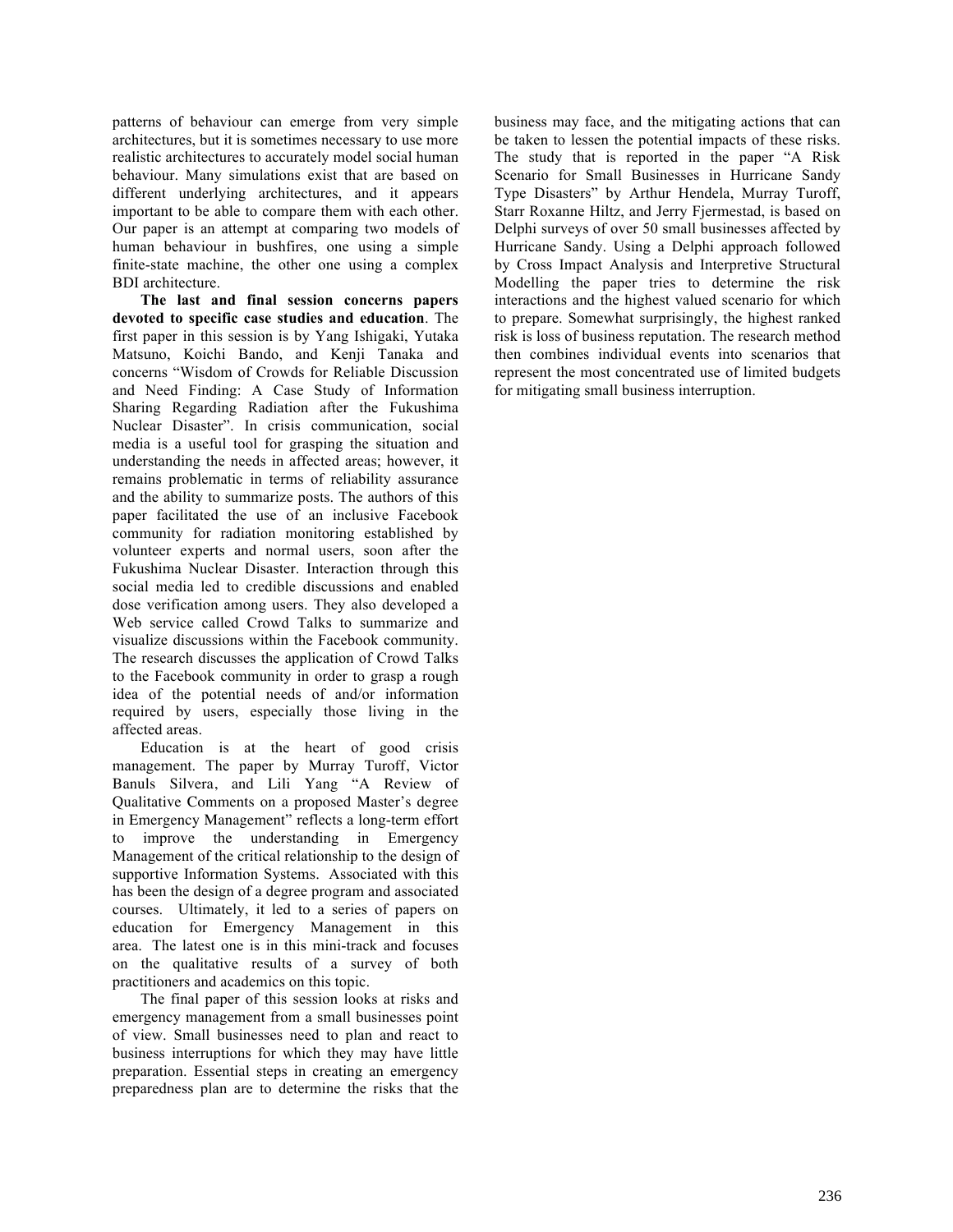patterns of behaviour can emerge from very simple architectures, but it is sometimes necessary to use more realistic architectures to accurately model social human behaviour. Many simulations exist that are based on different underlying architectures, and it appears important to be able to compare them with each other. Our paper is an attempt at comparing two models of human behaviour in bushfires, one using a simple finite-state machine, the other one using a complex BDI architecture.

**The last and final session concerns papers devoted to specific case studies and education**. The first paper in this session is by Yang Ishigaki, Yutaka Matsuno, Koichi Bando, and Kenji Tanaka and concerns "Wisdom of Crowds for Reliable Discussion and Need Finding: A Case Study of Information Sharing Regarding Radiation after the Fukushima Nuclear Disaster". In crisis communication, social media is a useful tool for grasping the situation and understanding the needs in affected areas; however, it remains problematic in terms of reliability assurance and the ability to summarize posts. The authors of this paper facilitated the use of an inclusive Facebook community for radiation monitoring established by volunteer experts and normal users, soon after the Fukushima Nuclear Disaster. Interaction through this social media led to credible discussions and enabled dose verification among users. They also developed a Web service called Crowd Talks to summarize and visualize discussions within the Facebook community. The research discusses the application of Crowd Talks to the Facebook community in order to grasp a rough idea of the potential needs of and/or information required by users, especially those living in the affected areas.

Education is at the heart of good crisis management. The paper by Murray Turoff, Victor Banuls Silvera, and Lili Yang "A Review of Qualitative Comments on a proposed Master's degree in Emergency Management" reflects a long-term effort to improve the understanding in Emergency Management of the critical relationship to the design of supportive Information Systems. Associated with this has been the design of a degree program and associated courses. Ultimately, it led to a series of papers on education for Emergency Management in this area. The latest one is in this mini-track and focuses on the qualitative results of a survey of both practitioners and academics on this topic.

The final paper of this session looks at risks and emergency management from a small businesses point of view. Small businesses need to plan and react to business interruptions for which they may have little preparation. Essential steps in creating an emergency preparedness plan are to determine the risks that the business may face, and the mitigating actions that can be taken to lessen the potential impacts of these risks. The study that is reported in the paper "A Risk Scenario for Small Businesses in Hurricane Sandy Type Disasters" by Arthur Hendela, Murray Turoff, Starr Roxanne Hiltz, and Jerry Fjermestad, is based on Delphi surveys of over 50 small businesses affected by Hurricane Sandy. Using a Delphi approach followed by Cross Impact Analysis and Interpretive Structural Modelling the paper tries to determine the risk interactions and the highest valued scenario for which to prepare. Somewhat surprisingly, the highest ranked risk is loss of business reputation. The research method then combines individual events into scenarios that represent the most concentrated use of limited budgets for mitigating small business interruption.